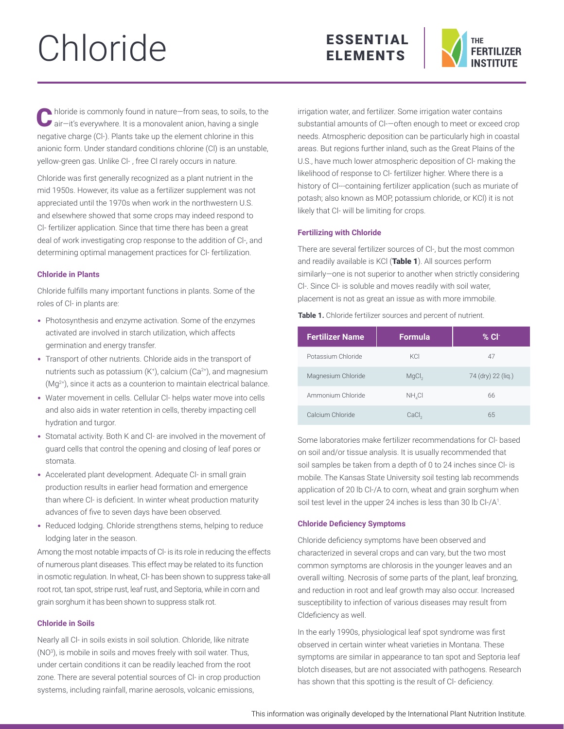# Chloride

ESSENTIAL ELEMENTS

THE FERTILIZER INSTITUTE

Chloride is commonly found in nature—from seas, to soils, to the air—it's everywhere. It is a monovalent anion, having a single negative charge ($Cl^-$). Plants take up the element chlorine in this anionic form. Under standard conditions chlorine (Cl) is an unstable, yellow-green gas. Unlike $Cl^-$, free Cl rarely occurs in nature.

Chloride was first generally recognized as a plant nutrient in the mid 1950s. However, its value as a fertilizer supplement was not appreciated until the 1970s when work in the northwestern U.S. and elsewhere showed that some crops may indeed respond to $Cl^-$ fertilizer application. Since that time there has been a great deal of work investigating crop response to the addition of $Cl^-$, and determining optimal management practices for $Cl^-$ fertilization.

### Chloride in Plants

Chloride fulfills many important functions in plants. Some of the roles of $Cl^-$ in plants are:

- Photosynthesis and enzyme activation. Some of the enzymes activated are involved in starch utilization, which affects germination and energy transfer.
- Transport of other nutrients. Chloride aids in the transport of nutrients such as potassium ($K^+$), calcium ($Ca^{2+}$), and magnesium ($Mg^{2+}$), since it acts as a counterion to maintain electrical balance.
- Water movement in cells. Cellular $Cl^-$ helps water move into cells and also aids in water retention in cells, thereby impacting cell hydration and turgor.
- Stomatal activity. Both K and $Cl^-$ are involved in the movement of guard cells that control the opening and closing of leaf pores or stomata.
- Accelerated plant development. Adequate $Cl^-$ in small grain production results in earlier head formation and emergence than where $Cl^-$ is deficient. In winter wheat production maturity advances of five to seven days have been observed.
- Reduced lodging. Chloride strengthens stems, helping to reduce lodging later in the season.

Among the most notable impacts of $Cl^-$ is its role in reducing the effects of numerous plant diseases. This effect may be related to its function in osmotic regulation. In wheat, $Cl^-$ has been shown to suppress take-all root rot, tan spot, stripe rust, leaf rust, and Septoria, while in corn and grain sorghum it has been shown to suppress stalk rot.

### Chloride in Soils

Nearly all $Cl^-$ in soils exists in soil solution. Chloride, like nitrate ($NO^3$), is mobile in soils and moves freely with soil water. Thus, under certain conditions it can be readily leached from the root zone. There are several potential sources of $Cl^-$ in crop production systems, including rainfall, marine aerosols, volcanic emissions, irrigation water, and fertilizer. Some irrigation water contains substantial amounts of $Cl^-$—often enough to meet or exceed crop needs. Atmospheric deposition can be particularly high in coastal areas. But regions further inland, such as the Great Plains of the U.S., have much lower atmospheric deposition of $Cl^-$ making the likelihood of response to $Cl^-$ fertilizer higher. Where there is a history of $Cl^-$-containing fertilizer application (such as muriate of potash; also known as MOP, potassium chloride, or KCl) it is not likely that $Cl^-$ will be limiting for crops.

### Fertilizing with Chloride

There are several fertilizer sources of $Cl^-$, but the most common and readily available is KCl (**Table 1**). All sources perform similarly—one is not superior to another when strictly considering $Cl^-$. Since $Cl^-$ is soluble and moves readily with soil water, placement is not as great an issue as with more immobile.

**Table 1.** Chloride fertilizer sources and percent of nutrient.

| Fertilizer Name | Formula | % $Cl^-$ |
|---|---|---|
| Potassium Chloride | $KCl$ | 47 |
| Magnesium Chloride | $MgCl_2$ | 74 (dry) 22 (liq.) |
| Ammonium Chloride | $NH_4Cl$ | 66 |
| Calcium Chloride | $CaCl_2$ | 65 |

Some laboratories make fertilizer recommendations for $Cl^-$ based on soil and/or tissue analysis. It is usually recommended that soil samples be taken from a depth of 0 to 24 inches since $Cl^-$ is mobile. The Kansas State University soil testing lab recommends application of 20 lb $Cl^-$/A to corn, wheat and grain sorghum when soil test level in the upper 24 inches is less than 30 lb $Cl^-$/A[1].

### Chloride Deficiency Symptoms

Chloride deficiency symptoms have been observed and characterized in several crops and can vary, but the two most common symptoms are chlorosis in the younger leaves and an overall wilting. Necrosis of some parts of the plant, leaf bronzing, and reduction in root and leaf growth may also occur. Increased susceptibility to infection of various diseases may result from Cldeficiency as well.

In the early 1990s, physiological leaf spot syndrome was first observed in certain winter wheat varieties in Montana. These symptoms are similar in appearance to tan spot and Septoria leaf blotch diseases, but are not associated with pathogens. Research has shown that this spotting is the result of $Cl^-$ deficiency.

This information was originally developed by the International Plant Nutrition Institute.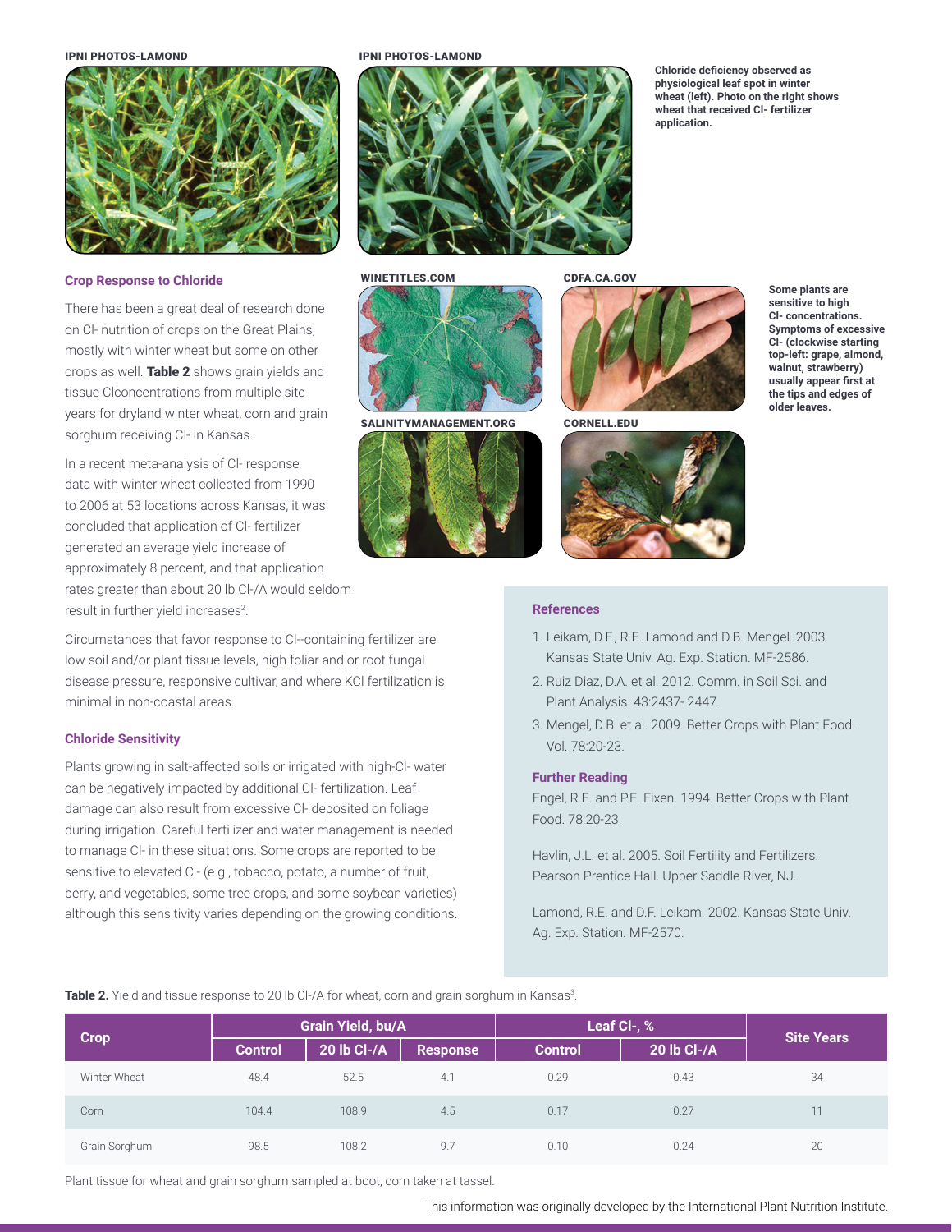IPNI PHOTOS-LAMOND

IPNI PHOTOS-LAMOND

**Chloride deficiency observed as physiological leaf spot in winter wheat (left). Photo on the right shows wheat that received Cl- fertilizer application.**

### Crop Response to Chloride

There has been a great deal of research done on Cl- nutrition of crops on the Great Plains, mostly with winter wheat but some on other crops as well. **Table 2** shows grain yields and tissue Clconcentrations from multiple site years for dryland winter wheat, corn and grain sorghum receiving Cl- in Kansas.

In a recent meta-analysis of Cl- response data with winter wheat collected from 1990 to 2006 at 53 locations across Kansas, it was concluded that application of Cl- fertilizer generated an average yield increase of approximately 8 percent, and that application rates greater than about 20 lb Cl-/A would seldom result in further yield increases[2].

Circumstances that favor response to Cl--containing fertilizer are low soil and/or plant tissue levels, high foliar and or root fungal disease pressure, responsive cultivar, and where KCl fertilization is minimal in non-coastal areas.

### Chloride Sensitivity

Plants growing in salt-affected soils or irrigated with high-Cl- water can be negatively impacted by additional Cl- fertilization. Leaf damage can also result from excessive Cl- deposited on foliage during irrigation. Careful fertilizer and water management is needed to manage Cl- in these situations. Some crops are reported to be sensitive to elevated Cl- (e.g., tobacco, potato, a number of fruit, berry, and vegetables, some tree crops, and some soybean varieties) although this sensitivity varies depending on the growing conditions.

WINETITLES.COM

CDFA.CA.GOV

SALINITYMANAGEMENT.ORG

CORNELL.EDU

**Some plants are sensitive to high Cl- concentrations. Symptoms of excessive Cl- (clockwise starting top-left: grape, almond, walnut, strawberry) usually appear first at the tips and edges of older leaves.**

### References

1. Leikam, D.F., R.E. Lamond and D.B. Mengel. 2003. Kansas State Univ. Ag. Exp. Station. MF-2586.
2. Ruiz Diaz, D.A. et al. 2012. Comm. in Soil Sci. and Plant Analysis. 43:2437- 2447.
3. Mengel, D.B. et al. 2009. Better Crops with Plant Food. Vol. 78:20-23.

### Further Reading

Engel, R.E. and P.E. Fixen. 1994. Better Crops with Plant Food. 78:20-23.

Havlin, J.L. et al. 2005. Soil Fertility and Fertilizers. Pearson Prentice Hall. Upper Saddle River, NJ.

Lamond, R.E. and D.F. Leikam. 2002. Kansas State Univ. Ag. Exp. Station. MF-2570.

**Table 2.** Yield and tissue response to 20 lb Cl-/A for wheat, corn and grain sorghum in Kansas[3].

| Crop | Grain Yield, bu/A | | | Leaf Cl-, % | | Site Years |
|---|---|---|---|---|---|---|
| | Control | 20 lb Cl-/A | Response | Control | 20 lb Cl-/A | |
| Winter Wheat | 48.4 | 52.5 | 4.1 | 0.29 | 0.43 | 34 |
| Corn | 104.4 | 108.9 | 4.5 | 0.17 | 0.27 | 11 |
| Grain Sorghum | 98.5 | 108.2 | 9.7 | 0.10 | 0.24 | 20 |

Plant tissue for wheat and grain sorghum sampled at boot, corn taken at tassel.

This information was originally developed by the International Plant Nutrition Institute.